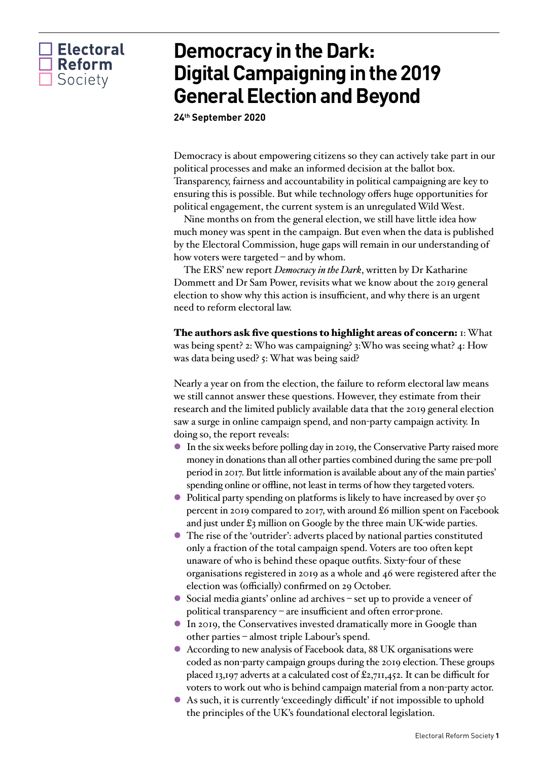Electoral Reform Society

# Democracy in the Dark: Digital Campaigning in the 2019 General Election and Beyond

**24th September 2020**

Democracy is about empowering citizens so they can actively take part in our political processes and make an informed decision at the ballot box. Transparency, fairness and accountability in political campaigning are key to ensuring this is possible. But while technology offers huge opportunities for political engagement, the current system is an unregulated Wild West.

Nine months on from the general election, we still have little idea how much money was spent in the campaign. But even when the data is published by the Electoral Commission, huge gaps will remain in our understanding of how voters were targeted – and by whom.

The ERS' new report *Democracy in the Dark*, written by Dr Katharine Dommett and Dr Sam Power, revisits what we know about the 2019 general election to show why this action is insufficient, and why there is an urgent need to reform electoral law.

**The authors ask five questions to highlight areas of concern:** 1: What was being spent? 2: Who was campaigning? 3: Who was seeing what? 4: How was data being used? 5: What was being said?

Nearly a year on from the election, the failure to reform electoral law means we still cannot answer these questions. However, they estimate from their research and the limited publicly available data that the 2019 general election saw a surge in online campaign spend, and non-party campaign activity. In doing so, the report reveals:

- In the six weeks before polling day in 2019, the Conservative Party raised more money in donations than all other parties combined during the same pre-poll period in 2017. But little information is available about any of the main parties' spending online or offline, not least in terms of how they targeted voters.
- Political party spending on platforms is likely to have increased by over 50 percent in 2019 compared to 2017, with around £6 million spent on Facebook and just under £3 million on Google by the three main UK-wide parties.
- The rise of the 'outrider': adverts placed by national parties constituted only a fraction of the total campaign spend. Voters are too often kept unaware of who is behind these opaque outfits. Sixty-four of these organisations registered in 2019 as a whole and 46 were registered after the election was (officially) confirmed on 29 October.
- Social media giants' online ad archives – set up to provide a veneer of political transparency – are insufficient and often error-prone.
- In 2019, the Conservatives invested dramatically more in Google than other parties – almost triple Labour's spend.
- According to new analysis of Facebook data, 88 UK organisations were coded as non-party campaign groups during the 2019 election. These groups placed 13,197 adverts at a calculated cost of £2,711,452. It can be difficult for voters to work out who is behind campaign material from a non-party actor.
- As such, it is currently 'exceedingly difficult' if not impossible to uphold the principles of the UK's foundational electoral legislation.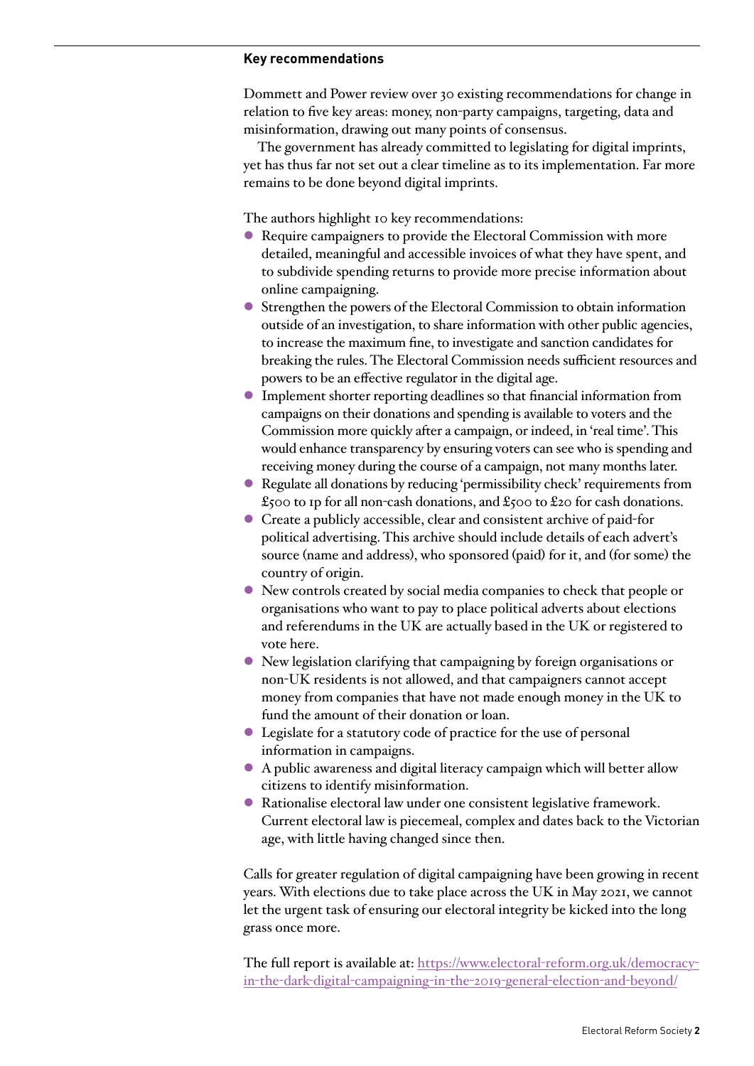**Key recommendations**

Dommett and Power review over 30 existing recommendations for change in relation to five key areas: money, non-party campaigns, targeting, data and misinformation, drawing out many points of consensus.

The government has already committed to legislating for digital imprints, yet has thus far not set out a clear timeline as to its implementation. Far more remains to be done beyond digital imprints.

The authors highlight 10 key recommendations:

- Require campaigners to provide the Electoral Commission with more detailed, meaningful and accessible invoices of what they have spent, and to subdivide spending returns to provide more precise information about online campaigning.
- Strengthen the powers of the Electoral Commission to obtain information outside of an investigation, to share information with other public agencies, to increase the maximum fine, to investigate and sanction candidates for breaking the rules. The Electoral Commission needs sufficient resources and powers to be an effective regulator in the digital age.
- Implement shorter reporting deadlines so that financial information from campaigns on their donations and spending is available to voters and the Commission more quickly after a campaign, or indeed, in 'real time'. This would enhance transparency by ensuring voters can see who is spending and receiving money during the course of a campaign, not many months later.
- Regulate all donations by reducing 'permissibility check' requirements from £500 to 1p for all non-cash donations, and £500 to £20 for cash donations.
- Create a publicly accessible, clear and consistent archive of paid-for political advertising. This archive should include details of each advert's source (name and address), who sponsored (paid) for it, and (for some) the country of origin.
- New controls created by social media companies to check that people or organisations who want to pay to place political adverts about elections and referendums in the UK are actually based in the UK or registered to vote here.
- New legislation clarifying that campaigning by foreign organisations or non-UK residents is not allowed, and that campaigners cannot accept money from companies that have not made enough money in the UK to fund the amount of their donation or loan.
- Legislate for a statutory code of practice for the use of personal information in campaigns.
- A public awareness and digital literacy campaign which will better allow citizens to identify misinformation.
- Rationalise electoral law under one consistent legislative framework. Current electoral law is piecemeal, complex and dates back to the Victorian age, with little having changed since then.

Calls for greater regulation of digital campaigning have been growing in recent years. With elections due to take place across the UK in May 2021, we cannot let the urgent task of ensuring our electoral integrity be kicked into the long grass once more.

The full report is available at: [https://www.electoral-reform.org.uk/democracy-in-the-dark-digital-campaigning-in-the-2019-general-election-and-beyond/](https://www.electoral-reform.org.uk/democracy-in-the-dark-digital-campaigning-in-the-2019-general-election-and-beyond/)